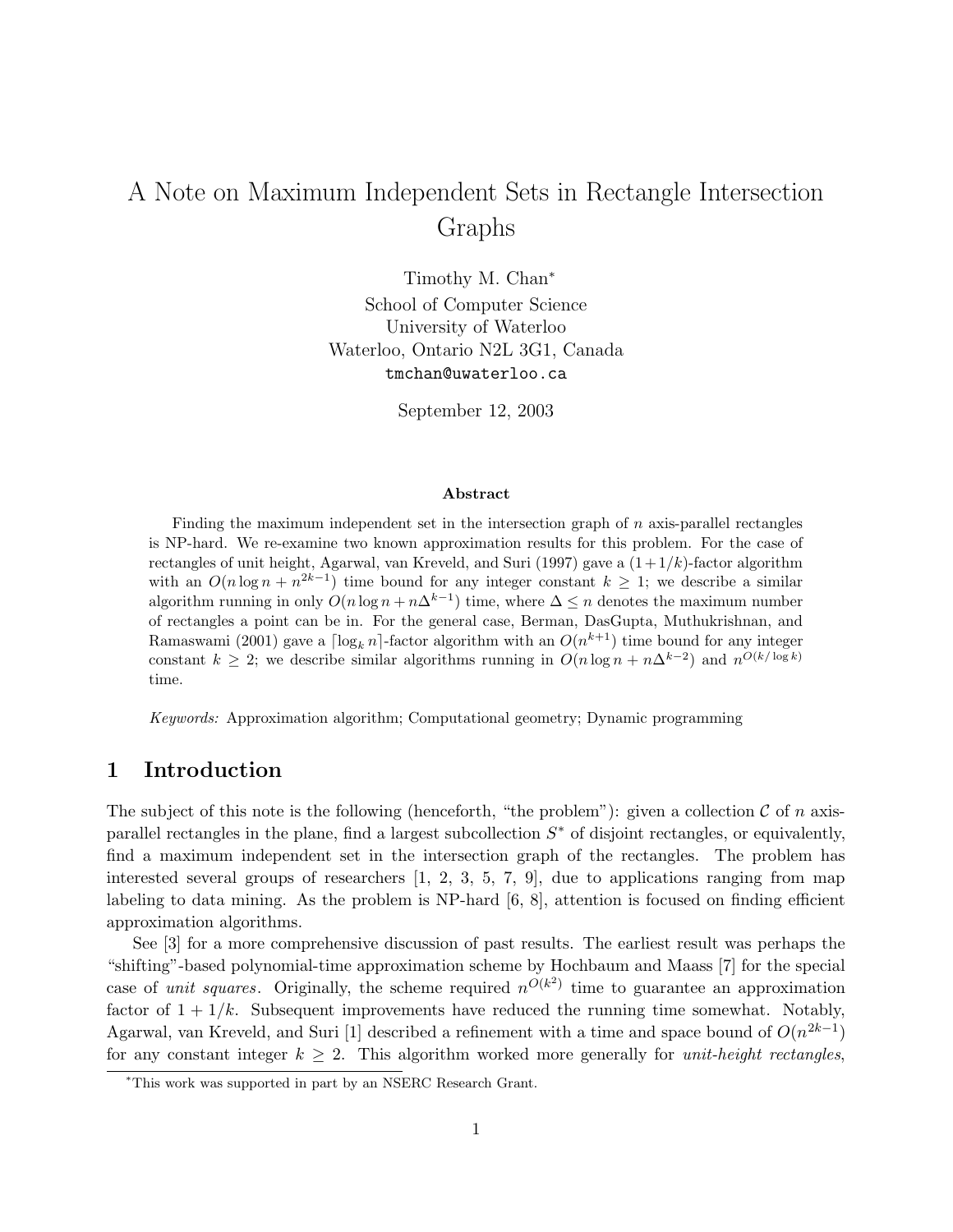# A Note on Maximum Independent Sets in Rectangle Intersection Graphs

Timothy M. Chan*

School of Computer Science
University of Waterloo
Waterloo, Ontario N2L 3G1, Canada
tmchan@uwaterloo.ca

September 12, 2003

### Abstract

Finding the maximum independent set in the intersection graph of $n$ axis-parallel rectangles is NP-hard. We re-examine two known approximation results for this problem. For the case of rectangles of unit height, Agarwal, van Kreveld, and Suri (1997) gave a $(1+1/k)$-factor algorithm with an $O(n \log n + n^{2k-1})$ time bound for any integer constant $k \geq 1$; we describe a similar algorithm running in only $O(n \log n + n\Delta^{k-1})$ time, where $\Delta \leq n$ denotes the maximum number of rectangles a point can be in. For the general case, Berman, DasGupta, Muthukrishnan, and Ramaswami (2001) gave a $\lceil \log_k n \rceil$-factor algorithm with an $O(n^{k+1})$ time bound for any integer constant $k \geq 2$; we describe similar algorithms running in $O(n \log n + n\Delta^{k-2})$ and $n^{O(k/\log k)}$ time.

*Keywords:* Approximation algorithm; Computational geometry; Dynamic programming

## 1 Introduction

The subject of this note is the following (henceforth, "the problem"): given a collection $\mathcal{C}$ of $n$ axis-parallel rectangles in the plane, find a largest subcollection $S^*$ of disjoint rectangles, or equivalently, find a maximum independent set in the intersection graph of the rectangles. The problem has interested several groups of researchers [1, 2, 3, 5, 7, 9], due to applications ranging from map labeling to data mining. As the problem is NP-hard [6, 8], attention is focused on finding efficient approximation algorithms.

See [3] for a more comprehensive discussion of past results. The earliest result was perhaps the "shifting"-based polynomial-time approximation scheme by Hochbaum and Maass [7] for the special case of *unit squares*. Originally, the scheme required $n^{O(k^2)}$ time to guarantee an approximation factor of $1 + 1/k$. Subsequent improvements have reduced the running time somewhat. Notably, Agarwal, van Kreveld, and Suri [1] described a refinement with a time and space bound of $O(n^{2k-1})$ for any constant integer $k \geq 2$. This algorithm worked more generally for *unit-height rectangles*,

*This work was supported in part by an NSERC Research Grant.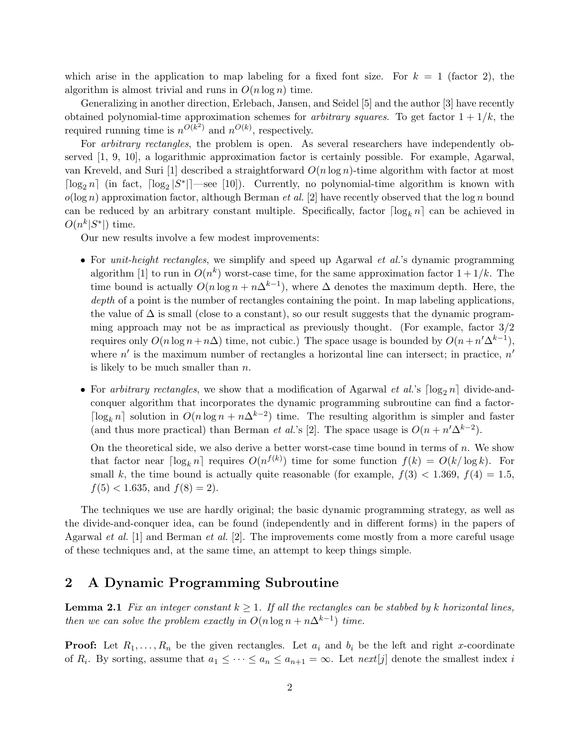which arise in the application to map labeling for a fixed font size. For $k = 1$ (factor 2), the algorithm is almost trivial and runs in $O(n \log n)$ time.

Generalizing in another direction, Erlebach, Jansen, and Seidel [5] and the author [3] have recently obtained polynomial-time approximation schemes for *arbitrary squares*. To get factor $1 + 1/k$, the required running time is $n^{O(k^2)}$ and $n^{O(k)}$, respectively.

For *arbitrary rectangles*, the problem is open. As several researchers have independently observed [1, 9, 10], a logarithmic approximation factor is certainly possible. For example, Agarwal, van Kreveld, and Suri [1] described a straightforward $O(n \log n)$-time algorithm with factor at most $\lceil \log_2 n \rceil$ (in fact, $\lceil \log_2 |S^*| \rceil$—see [10]). Currently, no polynomial-time algorithm is known with $o(\log n)$ approximation factor, although Berman *et al.* [2] have recently observed that the $\log n$ bound can be reduced by an arbitrary constant multiple. Specifically, factor $\lceil \log_k n \rceil$ can be achieved in $O(n^k |S^*|)$ time.

Our new results involve a few modest improvements:

- For *unit-height rectangles*, we simplify and speed up Agarwal *et al.*'s dynamic programming algorithm [1] to run in $O(n^k)$ worst-case time, for the same approximation factor $1 + 1/k$. The time bound is actually $O(n \log n + n\Delta^{k-1})$, where $\Delta$ denotes the maximum depth. Here, the *depth* of a point is the number of rectangles containing the point. In map labeling applications, the value of $\Delta$ is small (close to a constant), so our result suggests that the dynamic programming approach may not be as impractical as previously thought. (For example, factor 3/2 requires only $O(n \log n + n\Delta)$ time, not cubic.) The space usage is bounded by $O(n + n'\Delta^{k-1})$, where $n'$ is the maximum number of rectangles a horizontal line can intersect; in practice, $n'$ is likely to be much smaller than $n$.

- For *arbitrary rectangles*, we show that a modification of Agarwal *et al.*'s $\lceil \log_2 n \rceil$ divide-and-conquer algorithm that incorporates the dynamic programming subroutine can find a factor-$\lceil \log_k n \rceil$ solution in $O(n \log n + n\Delta^{k-2})$ time. The resulting algorithm is simpler and faster (and thus more practical) than Berman *et al.*'s [2]. The space usage is $O(n + n'\Delta^{k-2})$.

  On the theoretical side, we also derive a better worst-case time bound in terms of $n$. We show that factor near $\lceil \log_k n \rceil$ requires $O(n^{f(k)})$ time for some function $f(k) = O(k/\log k)$. For small $k$, the time bound is actually quite reasonable (for example, $f(3) < 1.369$, $f(4) = 1.5$, $f(5) < 1.635$, and $f(8) = 2$).

The techniques we use are hardly original; the basic dynamic programming strategy, as well as the divide-and-conquer idea, can be found (independently and in different forms) in the papers of Agarwal *et al.* [1] and Berman *et al.* [2]. The improvements come mostly from a more careful usage of these techniques and, at the same time, an attempt to keep things simple.

## 2 A Dynamic Programming Subroutine

**Lemma 2.1** *Fix an integer constant $k \geq 1$. If all the rectangles can be stabbed by $k$ horizontal lines, then we can solve the problem exactly in $O(n \log n + n\Delta^{k-1})$ time.*

**Proof:** Let $R_1, \ldots, R_n$ be the given rectangles. Let $a_i$ and $b_i$ be the left and right $x$-coordinate of $R_i$. By sorting, assume that $a_1 \leq \cdots \leq a_n \leq a_{n+1} = \infty$. Let *next*$[j]$ denote the smallest index $i$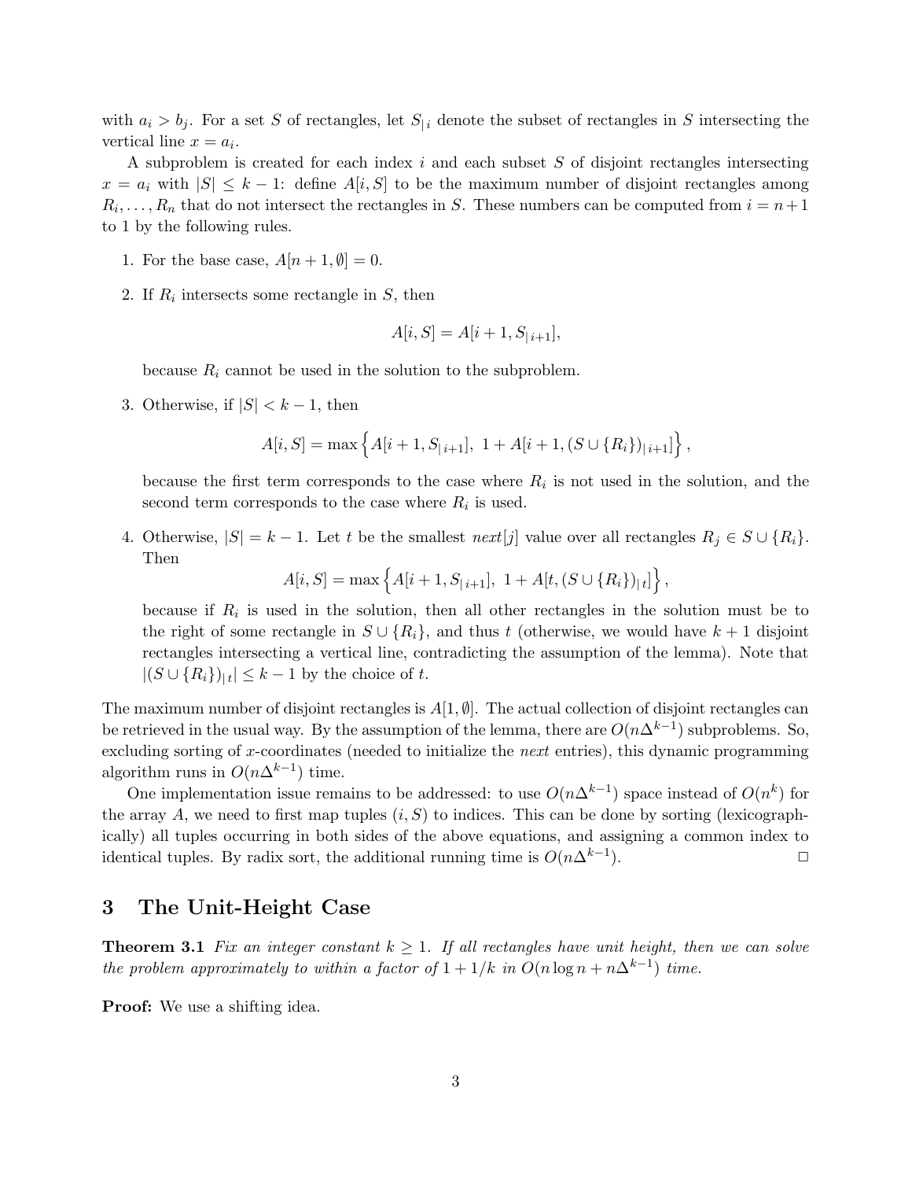with $a_i > b_j$. For a set $S$ of rectangles, let $S_{|\,i}$ denote the subset of rectangles in $S$ intersecting the vertical line $x = a_i$.

A subproblem is created for each index $i$ and each subset $S$ of disjoint rectangles intersecting $x = a_i$ with $|S| \leq k-1$: define $A[i,S]$ to be the maximum number of disjoint rectangles among $R_i, \ldots, R_n$ that do not intersect the rectangles in $S$. These numbers can be computed from $i = n+1$ to 1 by the following rules.

1. For the base case, $A[n+1, \emptyset] = 0$.
2. If $R_i$ intersects some rectangle in $S$, then
$$A[i,S] = A[i+1, S_{|\,i+1}],$$
because $R_i$ cannot be used in the solution to the subproblem.
3. Otherwise, if $|S| < k-1$, then
$$A[i,S] = \max\left\{A[i+1, S_{|\,i+1}],\ 1 + A[i+1, (S \cup \{R_i\})_{|\,i+1}]\right\},$$
because the first term corresponds to the case where $R_i$ is not used in the solution, and the second term corresponds to the case where $R_i$ is used.
4. Otherwise, $|S| = k-1$. Let $t$ be the smallest *next*$[j]$ value over all rectangles $R_j \in S \cup \{R_i\}$. Then
$$A[i,S] = \max\left\{A[i+1, S_{|\,i+1}],\ 1 + A[t, (S \cup \{R_i\})_{|\,t}]\right\},$$
because if $R_i$ is used in the solution, then all other rectangles in the solution must be to the right of some rectangle in $S \cup \{R_i\}$, and thus $t$ (otherwise, we would have $k+1$ disjoint rectangles intersecting a vertical line, contradicting the assumption of the lemma). Note that $|(S \cup \{R_i\})_{|\,t}| \leq k-1$ by the choice of $t$.

The maximum number of disjoint rectangles is $A[1, \emptyset]$. The actual collection of disjoint rectangles can be retrieved in the usual way. By the assumption of the lemma, there are $O(n\Delta^{k-1})$ subproblems. So, excluding sorting of $x$-coordinates (needed to initialize the *next* entries), this dynamic programming algorithm runs in $O(n\Delta^{k-1})$ time.

One implementation issue remains to be addressed: to use $O(n\Delta^{k-1})$ space instead of $O(n^k)$ for the array $A$, we need to first map tuples $(i,S)$ to indices. This can be done by sorting (lexicographically) all tuples occurring in both sides of the above equations, and assigning a common index to identical tuples. By radix sort, the additional running time is $O(n\Delta^{k-1})$. □

## 3 The Unit-Height Case

**Theorem 3.1** *Fix an integer constant $k \geq 1$. If all rectangles have unit height, then we can solve the problem approximately to within a factor of $1 + 1/k$ in $O(n \log n + n\Delta^{k-1})$ time.*

**Proof:** We use a shifting idea.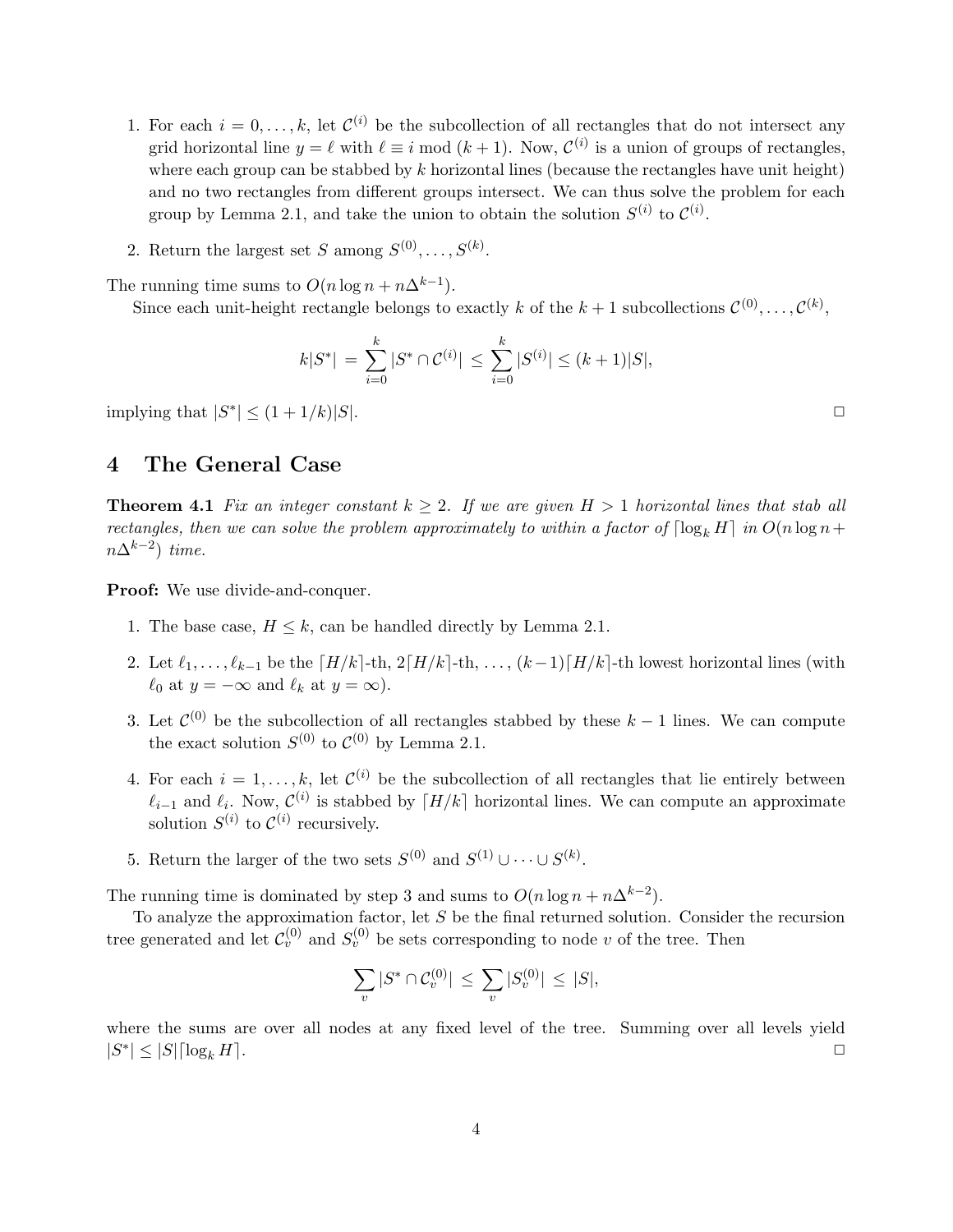1. For each $i = 0, \ldots, k$, let $\mathcal{C}^{(i)}$ be the subcollection of all rectangles that do not intersect any grid horizontal line $y = \ell$ with $\ell \equiv i \bmod (k+1)$. Now, $\mathcal{C}^{(i)}$ is a union of groups of rectangles, where each group can be stabbed by $k$ horizontal lines (because the rectangles have unit height) and no two rectangles from different groups intersect. We can thus solve the problem for each group by Lemma 2.1, and take the union to obtain the solution $S^{(i)}$ to $\mathcal{C}^{(i)}$.
2. Return the largest set $S$ among $S^{(0)}, \ldots, S^{(k)}$.

The running time sums to $O(n \log n + n\Delta^{k-1})$.

Since each unit-height rectangle belongs to exactly $k$ of the $k+1$ subcollections $\mathcal{C}^{(0)}, \ldots, \mathcal{C}^{(k)}$,

$$k|S^*| \;=\; \sum_{i=0}^{k} |S^* \cap \mathcal{C}^{(i)}| \;\leq\; \sum_{i=0}^{k} |S^{(i)}| \leq (k+1)|S|,$$

implying that $|S^*| \leq (1 + 1/k)|S|$. □

# 4 The General Case

**Theorem 4.1** *Fix an integer constant $k \geq 2$. If we are given $H > 1$ horizontal lines that stab all rectangles, then we can solve the problem approximately to within a factor of $\lceil \log_k H \rceil$ in $O(n \log n + n\Delta^{k-2})$ time.*

**Proof:** We use divide-and-conquer.

1. The base case, $H \leq k$, can be handled directly by Lemma 2.1.
2. Let $\ell_1, \ldots, \ell_{k-1}$ be the $\lceil H/k \rceil$-th, $2\lceil H/k \rceil$-th, $\ldots$, $(k-1)\lceil H/k \rceil$-th lowest horizontal lines (with $\ell_0$ at $y = -\infty$ and $\ell_k$ at $y = \infty$).
3. Let $\mathcal{C}^{(0)}$ be the subcollection of all rectangles stabbed by these $k-1$ lines. We can compute the exact solution $S^{(0)}$ to $\mathcal{C}^{(0)}$ by Lemma 2.1.
4. For each $i = 1, \ldots, k$, let $\mathcal{C}^{(i)}$ be the subcollection of all rectangles that lie entirely between $\ell_{i-1}$ and $\ell_i$. Now, $\mathcal{C}^{(i)}$ is stabbed by $\lceil H/k \rceil$ horizontal lines. We can compute an approximate solution $S^{(i)}$ to $\mathcal{C}^{(i)}$ recursively.
5. Return the larger of the two sets $S^{(0)}$ and $S^{(1)} \cup \cdots \cup S^{(k)}$.

The running time is dominated by step 3 and sums to $O(n \log n + n\Delta^{k-2})$.

To analyze the approximation factor, let $S$ be the final returned solution. Consider the recursion tree generated and let $\mathcal{C}_v^{(0)}$ and $S_v^{(0)}$ be sets corresponding to node $v$ of the tree. Then

$$\sum_v |S^* \cap \mathcal{C}_v^{(0)}| \;\leq\; \sum_v |S_v^{(0)}| \;\leq\; |S|,$$

where the sums are over all nodes at any fixed level of the tree. Summing over all levels yield $|S^*| \leq |S| \lceil \log_k H \rceil$. □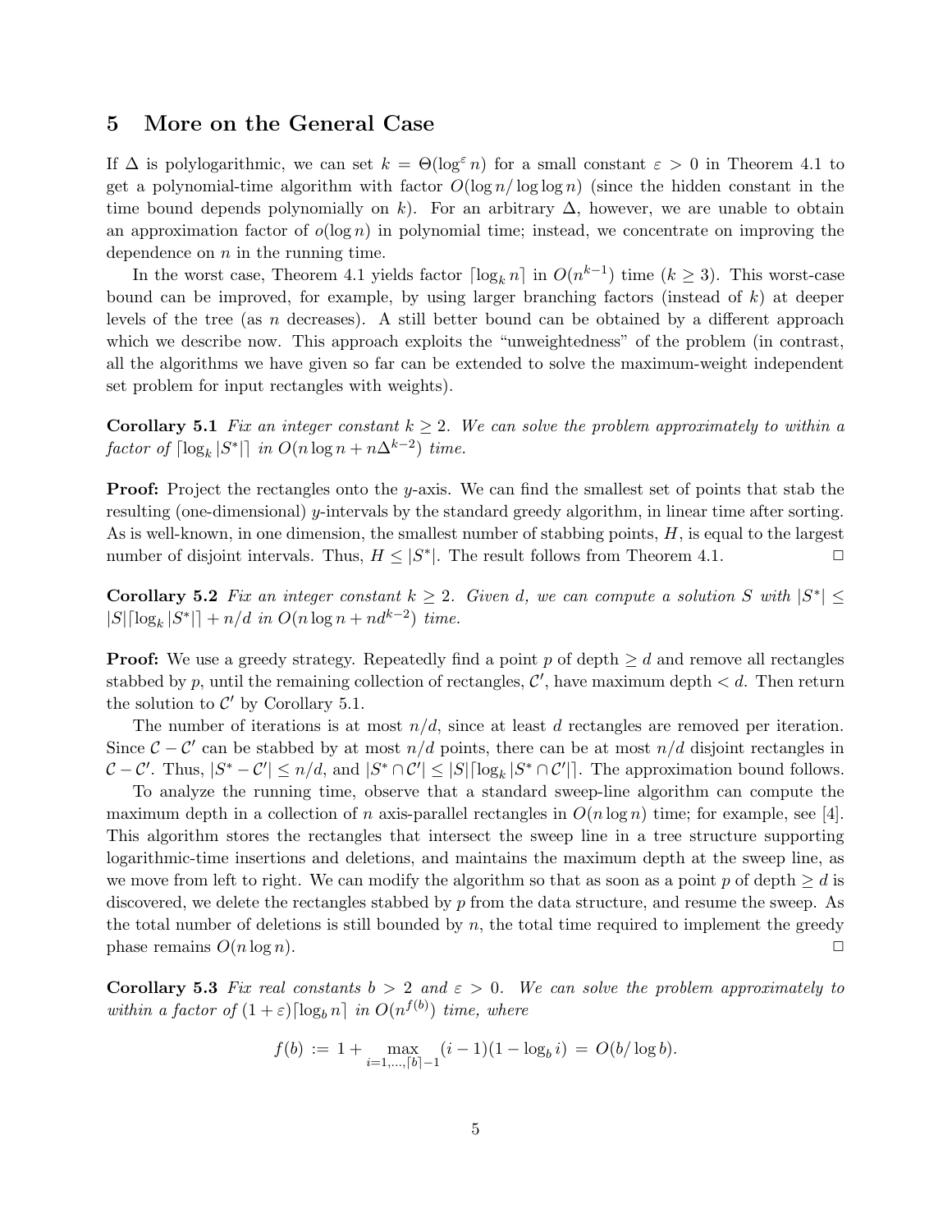## 5 More on the General Case

If $\Delta$ is polylogarithmic, we can set $k = \Theta(\log^{\varepsilon} n)$ for a small constant $\varepsilon > 0$ in Theorem 4.1 to get a polynomial-time algorithm with factor $O(\log n / \log \log n)$ (since the hidden constant in the time bound depends polynomially on $k$). For an arbitrary $\Delta$, however, we are unable to obtain an approximation factor of $o(\log n)$ in polynomial time; instead, we concentrate on improving the dependence on $n$ in the running time.

In the worst case, Theorem 4.1 yields factor $\lceil \log_k n \rceil$ in $O(n^{k-1})$ time ($k \geq 3$). This worst-case bound can be improved, for example, by using larger branching factors (instead of $k$) at deeper levels of the tree (as $n$ decreases). A still better bound can be obtained by a different approach which we describe now. This approach exploits the "unweightedness" of the problem (in contrast, all the algorithms we have given so far can be extended to solve the maximum-weight independent set problem for input rectangles with weights).

**Corollary 5.1** *Fix an integer constant $k \geq 2$. We can solve the problem approximately to within a factor of $\lceil \log_k |S^*| \rceil$ in $O(n \log n + n\Delta^{k-2})$ time.*

**Proof:** Project the rectangles onto the $y$-axis. We can find the smallest set of points that stab the resulting (one-dimensional) $y$-intervals by the standard greedy algorithm, in linear time after sorting. As is well-known, in one dimension, the smallest number of stabbing points, $H$, is equal to the largest number of disjoint intervals. Thus, $H \leq |S^*|$. The result follows from Theorem 4.1. □

**Corollary 5.2** *Fix an integer constant $k \geq 2$. Given $d$, we can compute a solution $S$ with $|S^*| \leq |S| \lceil \log_k |S^*| \rceil + n/d$ in $O(n \log n + nd^{k-2})$ time.*

**Proof:** We use a greedy strategy. Repeatedly find a point $p$ of depth $\geq d$ and remove all rectangles stabbed by $p$, until the remaining collection of rectangles, $\mathcal{C}'$, have maximum depth $< d$. Then return the solution to $\mathcal{C}'$ by Corollary 5.1.

The number of iterations is at most $n/d$, since at least $d$ rectangles are removed per iteration. Since $\mathcal{C} - \mathcal{C}'$ can be stabbed by at most $n/d$ points, there can be at most $n/d$ disjoint rectangles in $\mathcal{C} - \mathcal{C}'$. Thus, $|S^* - \mathcal{C}'| \leq n/d$, and $|S^* \cap \mathcal{C}'| \leq |S| \lceil \log_k |S^* \cap \mathcal{C}'| \rceil$. The approximation bound follows.

To analyze the running time, observe that a standard sweep-line algorithm can compute the maximum depth in a collection of $n$ axis-parallel rectangles in $O(n \log n)$ time; for example, see [4]. This algorithm stores the rectangles that intersect the sweep line in a tree structure supporting logarithmic-time insertions and deletions, and maintains the maximum depth at the sweep line, as we move from left to right. We can modify the algorithm so that as soon as a point $p$ of depth $\geq d$ is discovered, we delete the rectangles stabbed by $p$ from the data structure, and resume the sweep. As the total number of deletions is still bounded by $n$, the total time required to implement the greedy phase remains $O(n \log n)$. □

**Corollary 5.3** *Fix real constants $b > 2$ and $\varepsilon > 0$. We can solve the problem approximately to within a factor of $(1 + \varepsilon) \lceil \log_b n \rceil$ in $O(n^{f(b)})$ time, where*

$$f(b) := 1 + \max_{i=1,\ldots,\lceil b \rceil - 1} (i-1)(1 - \log_b i) = O(b / \log b).$$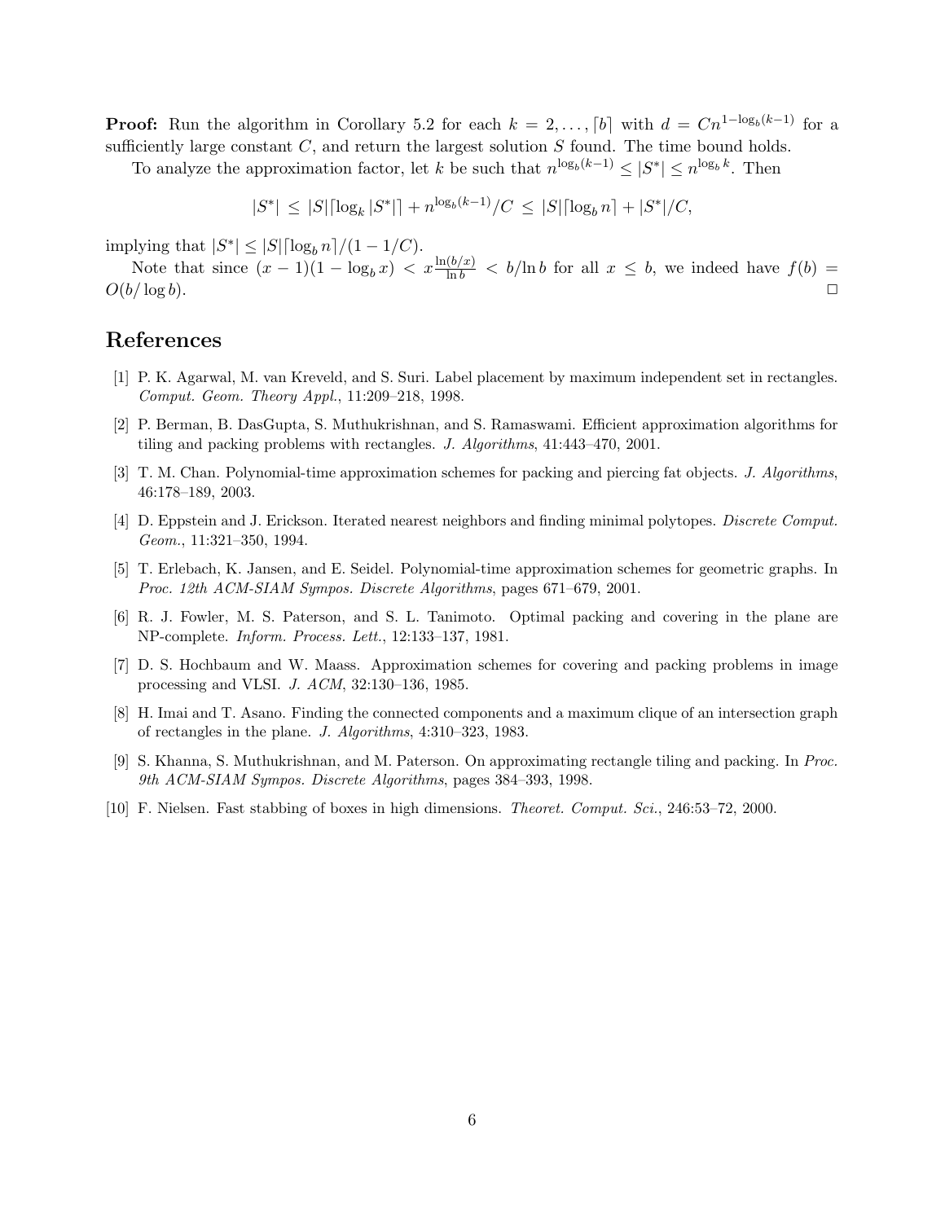**Proof:** Run the algorithm in Corollary 5.2 for each $k = 2, \ldots, \lceil b \rceil$ with $d = Cn^{1-\log_b(k-1)}$ for a sufficiently large constant $C$, and return the largest solution $S$ found. The time bound holds.

To analyze the approximation factor, let $k$ be such that $n^{\log_b(k-1)} \leq |S^*| \leq n^{\log_b k}$. Then

$$|S^*| \;\leq\; |S|\lceil \log_k |S^*| \rceil + n^{\log_b(k-1)}/C \;\leq\; |S|\lceil \log_b n \rceil + |S^*|/C,$$

implying that $|S^*| \leq |S|\lceil \log_b n \rceil/(1 - 1/C)$.

Note that since $(x-1)(1-\log_b x) < x\frac{\ln(b/x)}{\ln b} < b/\ln b$ for all $x \leq b$, we indeed have $f(b) = O(b/\log b)$. □

## References

[1] P. K. Agarwal, M. van Kreveld, and S. Suri. Label placement by maximum independent set in rectangles. *Comput. Geom. Theory Appl.*, 11:209–218, 1998.

[2] P. Berman, B. DasGupta, S. Muthukrishnan, and S. Ramaswami. Efficient approximation algorithms for tiling and packing problems with rectangles. *J. Algorithms*, 41:443–470, 2001.

[3] T. M. Chan. Polynomial-time approximation schemes for packing and piercing fat objects. *J. Algorithms*, 46:178–189, 2003.

[4] D. Eppstein and J. Erickson. Iterated nearest neighbors and finding minimal polytopes. *Discrete Comput. Geom.*, 11:321–350, 1994.

[5] T. Erlebach, K. Jansen, and E. Seidel. Polynomial-time approximation schemes for geometric graphs. In *Proc. 12th ACM-SIAM Sympos. Discrete Algorithms*, pages 671–679, 2001.

[6] R. J. Fowler, M. S. Paterson, and S. L. Tanimoto. Optimal packing and covering in the plane are NP-complete. *Inform. Process. Lett.*, 12:133–137, 1981.

[7] D. S. Hochbaum and W. Maass. Approximation schemes for covering and packing problems in image processing and VLSI. *J. ACM*, 32:130–136, 1985.

[8] H. Imai and T. Asano. Finding the connected components and a maximum clique of an intersection graph of rectangles in the plane. *J. Algorithms*, 4:310–323, 1983.

[9] S. Khanna, S. Muthukrishnan, and M. Paterson. On approximating rectangle tiling and packing. In *Proc. 9th ACM-SIAM Sympos. Discrete Algorithms*, pages 384–393, 1998.

[10] F. Nielsen. Fast stabbing of boxes in high dimensions. *Theoret. Comput. Sci.*, 246:53–72, 2000.